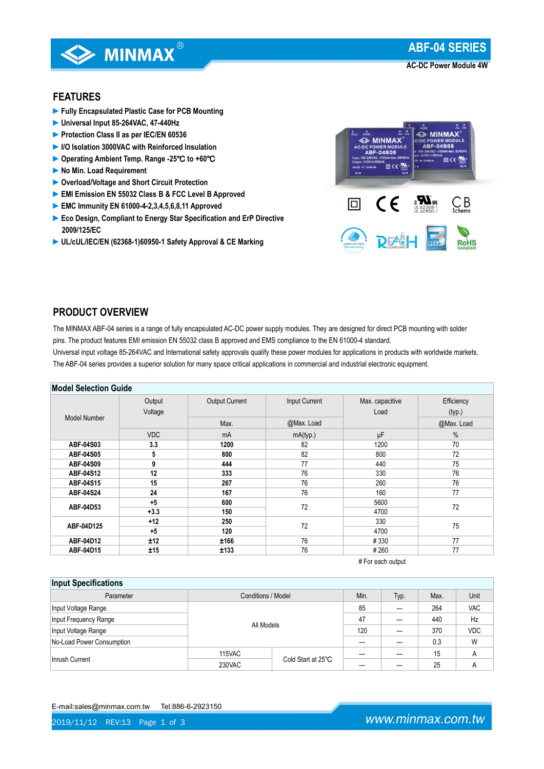# MINMAX

## ABF-04 SERIES

AC-DC Power Module 4W

## FEATURES

- ▶ Fully Encapsulated Plastic Case for PCB Mounting
- ▶ Universal Input 85-264VAC, 47-440Hz
- ▶ Protection Class II as per IEC/EN 60536
- ▶ I/O Isolation 3000VAC with Reinforced Insulation
- ▶ Operating Ambient Temp. Range -25℃ to +60℃
- ▶ No Min. Load Requirement
- ▶ Overload/Voltage and Short Circuit Protection
- ▶ EMI Emission EN 55032 Class B & FCC Level B Approved
- ▶ EMC Immunity EN 61000-4-2,3,4,5,6,8,11 Approved
- ▶ Eco Design, Compliant to Energy Star Specification and ErP Directive 2009/125/EC
- ▶ UL/cUL/IEC/EN (62368-1)60950-1 Safety Approval & CE Marking

## PRODUCT OVERVIEW

The MINMAX ABF-04 series is a range of fully encapsulated AC-DC power supply modules. They are designed for direct PCB mounting with solder pins. The product features EMI emission EN 55032 class B approved and EMS compliance to the EN 61000-4 standard.
Universal input voltage 85-264VAC and International safety approvals qualify these power modules for applications in products with worldwide markets.
The ABF-04 series provides a superior solution for many space critical applications in commercial and industrial electronic equipment.

### Model Selection Guide

| Model Number | Output Voltage | Output Current | Input Current | Max. capacitive Load | Efficiency (typ.) |
|---|---|---|---|---|---|
| | | Max. | @Max. Load | | @Max. Load |
| | VDC | mA | mA(typ.) | µF | % |
| **ABF-04S03** | **3.3** | **1200** | 82 | 1200 | 70 |
| **ABF-04S05** | **5** | **800** | 82 | 800 | 72 |
| **ABF-04S09** | **9** | **444** | 77 | 440 | 75 |
| **ABF-04S12** | **12** | **333** | 76 | 330 | 76 |
| **ABF-04S15** | **15** | **267** | 76 | 260 | 76 |
| **ABF-04S24** | **24** | **167** | 76 | 160 | 77 |
| **ABF-04D53** | **+5** | **600** | 72 | 5600 | 72 |
| | **+3.3** | **150** | | 4700 | |
| **ABF-04D125** | **+12** | **250** | 72 | 330 | 75 |
| | **+5** | **120** | | 4700 | |
| **ABF-04D12** | **±12** | **±166** | 76 | # 330 | 77 |
| **ABF-04D15** | **±15** | **±133** | 76 | # 260 | 77 |

# For each output

### Input Specifications

| Parameter | Conditions / Model | | Min. | Typ. | Max. | Unit |
|---|---|---|---|---|---|---|
| Input Voltage Range | All Models | | 85 | --- | 264 | VAC |
| Input Frequency Range | | | 47 | --- | 440 | Hz |
| Input Voltage Range | | | 120 | --- | 370 | VDC |
| No-Load Power Consumption | | | --- | --- | 0.3 | W |
| Inrush Current | 115VAC | Cold Start at 25℃ | --- | --- | 15 | A |
| | 230VAC | | --- | --- | 25 | A |

E-mail:sales@minmax.com.tw Tel:886-6-2923150

2019/11/12 REV:13

www.minmax.com.tw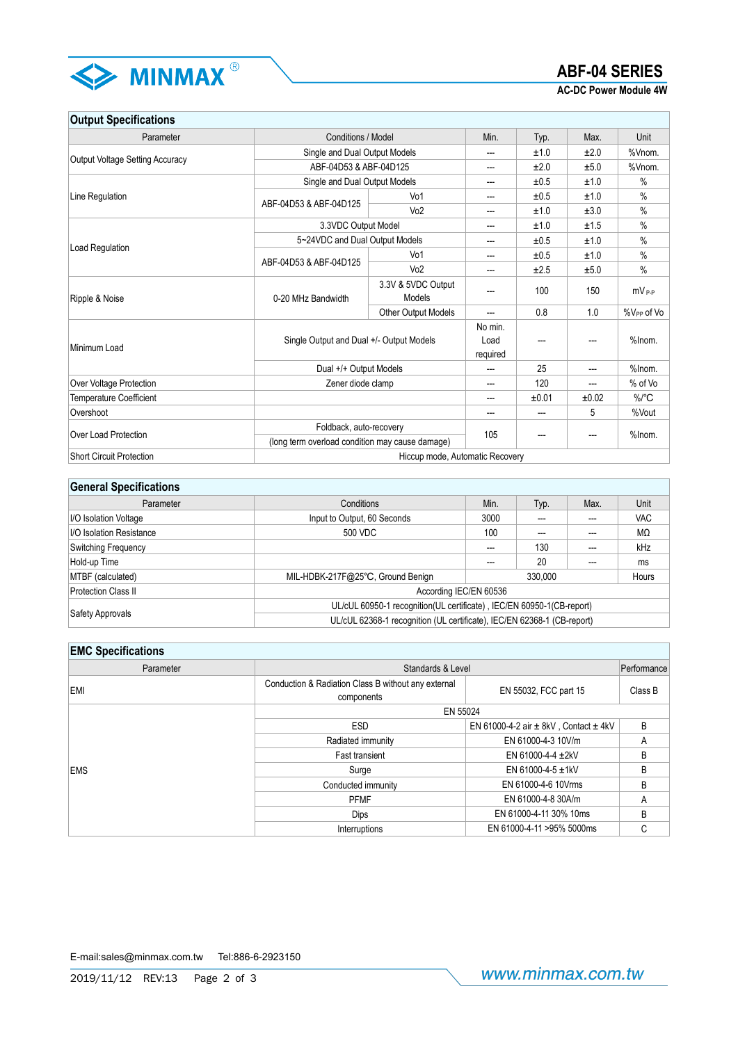## Output Specifications

| Parameter | Conditions / Model | | Min. | Typ. | Max. | Unit |
|---|---|---|---|---|---|---|
| Output Voltage Setting Accuracy | Single and Dual Output Models | | --- | ±1.0 | ±2.0 | %Vnom. |
| | ABF-04D53 & ABF-04D125 | | --- | ±2.0 | ±5.0 | %Vnom. |
| Line Regulation | Single and Dual Output Models | | --- | ±0.5 | ±1.0 | % |
| | ABF-04D53 & ABF-04D125 | Vo1 | --- | ±0.5 | ±1.0 | % |
| | | Vo2 | --- | ±1.0 | ±3.0 | % |
| Load Regulation | 3.3VDC Output Model | | --- | ±1.0 | ±1.5 | % |
| | 5~24VDC and Dual Output Models | | --- | ±0.5 | ±1.0 | % |
| | ABF-04D53 & ABF-04D125 | Vo1 | --- | ±0.5 | ±1.0 | % |
| | | Vo2 | --- | ±2.5 | ±5.0 | % |
| Ripple & Noise | 0-20 MHz Bandwidth | 3.3V & 5VDC Output Models | --- | 100 | 150 | mV $_{P-P}$ |
| | | Other Output Models | --- | 0.8 | 1.0 | %V$_{PP}$ of Vo |
| Minimum Load | Single Output and Dual +/- Output Models | | No min. Load required | --- | --- | %Inom. |
| | Dual +/+ Output Models | | --- | 25 | --- | %Inom. |
| Over Voltage Protection | Zener diode clamp | | --- | 120 | --- | % of Vo |
| Temperature Coefficient | | | --- | ±0.01 | ±0.02 | %/°C |
| Overshoot | | | --- | --- | 5 | %Vout |
| Over Load Protection | Foldback, auto-recovery (long term overload condition may cause damage) | | 105 | --- | --- | %Inom. |
| Short Circuit Protection | Hiccup mode, Automatic Recovery | | | | | |

## General Specifications

| Parameter | Conditions | Min. | Typ. | Max. | Unit |
|---|---|---|---|---|---|
| I/O Isolation Voltage | Input to Output, 60 Seconds | 3000 | --- | --- | VAC |
| I/O Isolation Resistance | 500 VDC | 100 | --- | --- | MΩ |
| Switching Frequency | | --- | 130 | --- | kHz |
| Hold-up Time | | --- | 20 | --- | ms |
| MTBF (calculated) | MIL-HDBK-217F@25°C, Ground Benign | 330,000 | | | Hours |
| Protection Class II | According IEC/EN 60536 | | | | |
| Safety Approvals | UL/cUL 60950-1 recognition(UL certificate) , IEC/EN 60950-1(CB-report) | | | | |
| | UL/cUL 62368-1 recognition (UL certificate), IEC/EN 62368-1 (CB-report) | | | | |

## EMC Specifications

| Parameter | Standards & Level | | Performance |
|---|---|---|---|
| EMI | Conduction & Radiation Class B without any external components | EN 55032, FCC part 15 | Class B |
| EMS | EN 55024 | | |
| | ESD | EN 61000-4-2 air ± 8kV , Contact ± 4kV | B |
| | Radiated immunity | EN 61000-4-3 10V/m | A |
| | Fast transient | EN 61000-4-4 ±2kV | B |
| | Surge | EN 61000-4-5 ±1kV | B |
| | Conducted immunity | EN 61000-4-6 10Vrms | B |
| | PFMF | EN 61000-4-8 30A/m | A |
| | Dips | EN 61000-4-11 30% 10ms | B |
| | Interruptions | EN 61000-4-11 >95% 5000ms | C |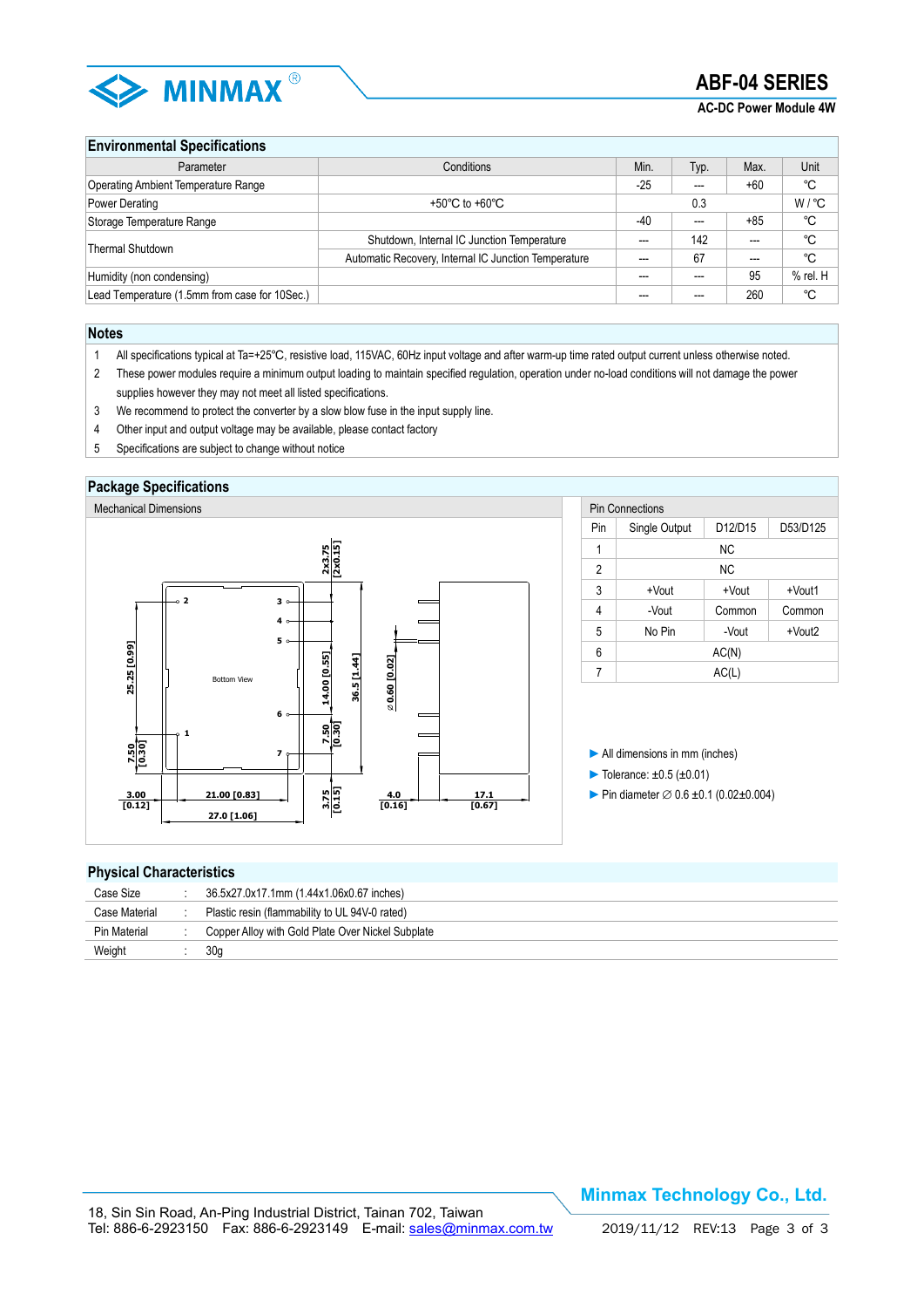## Environmental Specifications

| Parameter | Conditions | Min. | Typ. | Max. | Unit |
|---|---|---|---|---|---|
| Operating Ambient Temperature Range | | -25 | --- | +60 | ℃ |
| Power Derating | +50℃ to +60℃ | | 0.3 | | W / ℃ |
| Storage Temperature Range | | -40 | --- | +85 | ℃ |
| Thermal Shutdown | Shutdown, Internal IC Junction Temperature | --- | 142 | --- | ℃ |
| | Automatic Recovery, Internal IC Junction Temperature | --- | 67 | --- | ℃ |
| Humidity (non condensing) | | --- | --- | 95 | % rel. H |
| Lead Temperature (1.5mm from case for 10Sec.) | | --- | --- | 260 | ℃ |

## Notes

1. All specifications typical at Ta=+25℃, resistive load, 115VAC, 60Hz input voltage and after warm-up time rated output current unless otherwise noted.
2. These power modules require a minimum output loading to maintain specified regulation, operation under no-load conditions will not damage the power supplies however they may not meet all listed specifications.
3. We recommend to protect the converter by a slow blow fuse in the input supply line.
4. Other input and output voltage may be available, please contact factory
5. Specifications are subject to change without notice

## Package Specifications

Mechanical Dimensions

2x3.75 [2x0.15]
2
3
4
5
25.25 [0.99]
14.00 [0.55]
36.5 [1.44]
Bottom View
⌀0.60 [0.02]
1
6
7
7.50 [0.30]
7.50 [0.30]
3.00 [0.12]
21.00 [0.83]
27.0 [1.06]
3.75 [0.15]
4.0 [0.16]
17.1 [0.67]

Pin Connections

| Pin | Single Output | D12/D15 | D53/D125 |
|---|---|---|---|
| 1 | NC | | |
| 2 | NC | | |
| 3 | +Vout | +Vout | +Vout1 |
| 4 | -Vout | Common | Common |
| 5 | No Pin | -Vout | +Vout2 |
| 6 | AC(N) | | |
| 7 | AC(L) | | |

- All dimensions in mm (inches)
- Tolerance: ±0.5 (±0.01)
- Pin diameter ∅ 0.6 ±0.1 (0.02±0.004)

## Physical Characteristics

| | | |
|---|---|---|
| Case Size | : | 36.5x27.0x17.1mm (1.44x1.06x0.67 inches) |
| Case Material | : | Plastic resin (flammability to UL 94V-0 rated) |
| Pin Material | : | Copper Alloy with Gold Plate Over Nickel Subplate |
| Weight | : | 30g |

**Minmax Technology Co., Ltd.**

18, Sin Sin Road, An-Ping Industrial District, Tainan 702, Taiwan
Tel: 886-6-2923150 Fax: 886-6-2923149 E-mail: sales@minmax.com.tw

2019/11/12 REV:13